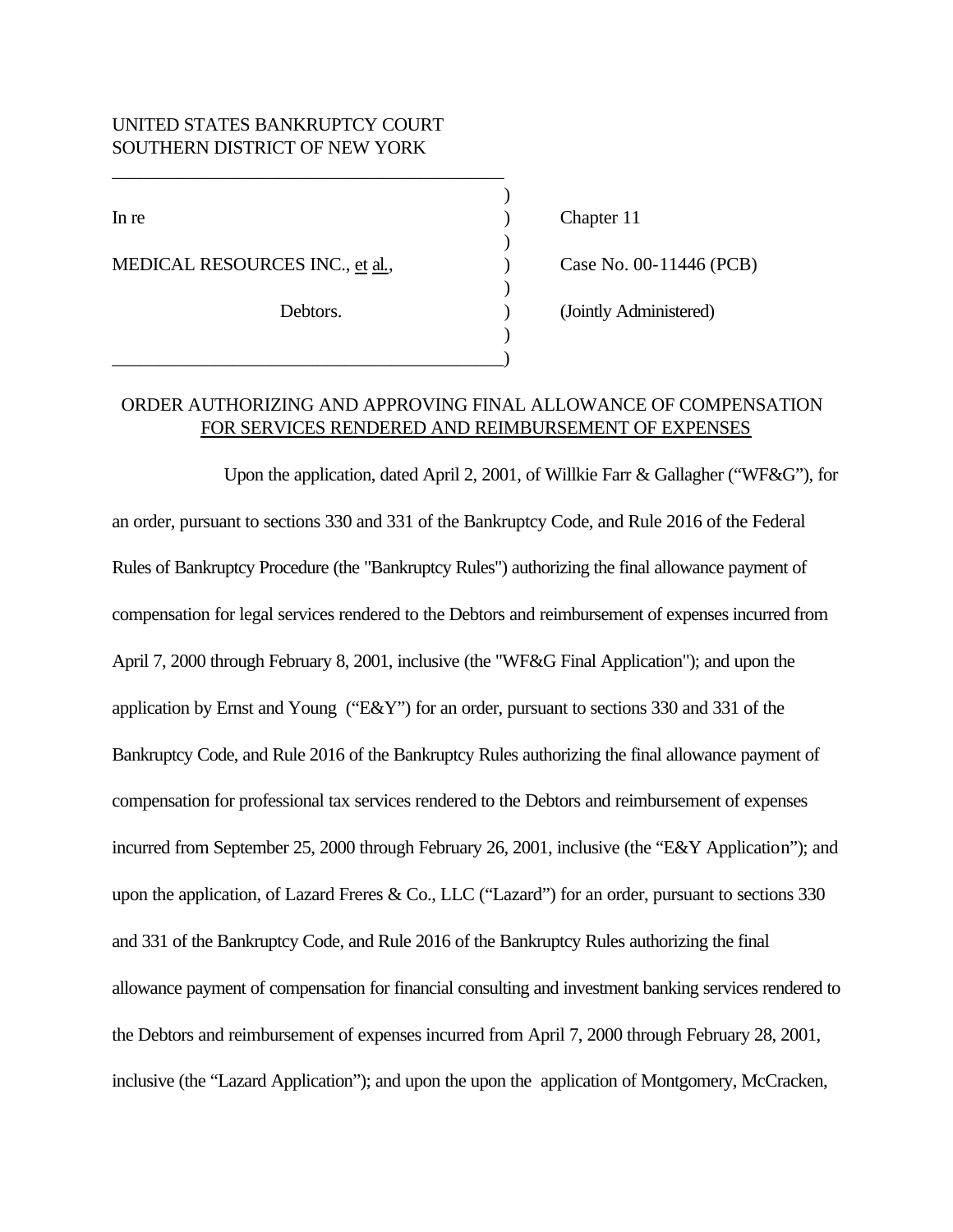UNITED STATES BANKRUPTCY COURT
SOUTHERN DISTRICT OF NEW YORK

| | | |
|---|---|---|
| In re | ) | Chapter 11 |
| MEDICAL RESOURCES INC., et al., | ) | Case No. 00-11446 (PCB) |
| Debtors. | ) | (Jointly Administered) |

ORDER AUTHORIZING AND APPROVING FINAL ALLOWANCE OF COMPENSATION FOR SERVICES RENDERED AND REIMBURSEMENT OF EXPENSES

Upon the application, dated April 2, 2001, of Willkie Farr & Gallagher ("WF&G"), for an order, pursuant to sections 330 and 331 of the Bankruptcy Code, and Rule 2016 of the Federal Rules of Bankruptcy Procedure (the "Bankruptcy Rules") authorizing the final allowance payment of compensation for legal services rendered to the Debtors and reimbursement of expenses incurred from April 7, 2000 through February 8, 2001, inclusive (the "WF&G Final Application"); and upon the application by Ernst and Young ("E&Y") for an order, pursuant to sections 330 and 331 of the Bankruptcy Code, and Rule 2016 of the Bankruptcy Rules authorizing the final allowance payment of compensation for professional tax services rendered to the Debtors and reimbursement of expenses incurred from September 25, 2000 through February 26, 2001, inclusive (the "E&Y Application"); and upon the application, of Lazard Freres & Co., LLC ("Lazard") for an order, pursuant to sections 330 and 331 of the Bankruptcy Code, and Rule 2016 of the Bankruptcy Rules authorizing the final allowance payment of compensation for financial consulting and investment banking services rendered to the Debtors and reimbursement of expenses incurred from April 7, 2000 through February 28, 2001, inclusive (the "Lazard Application"); and upon the upon the application of Montgomery, McCracken,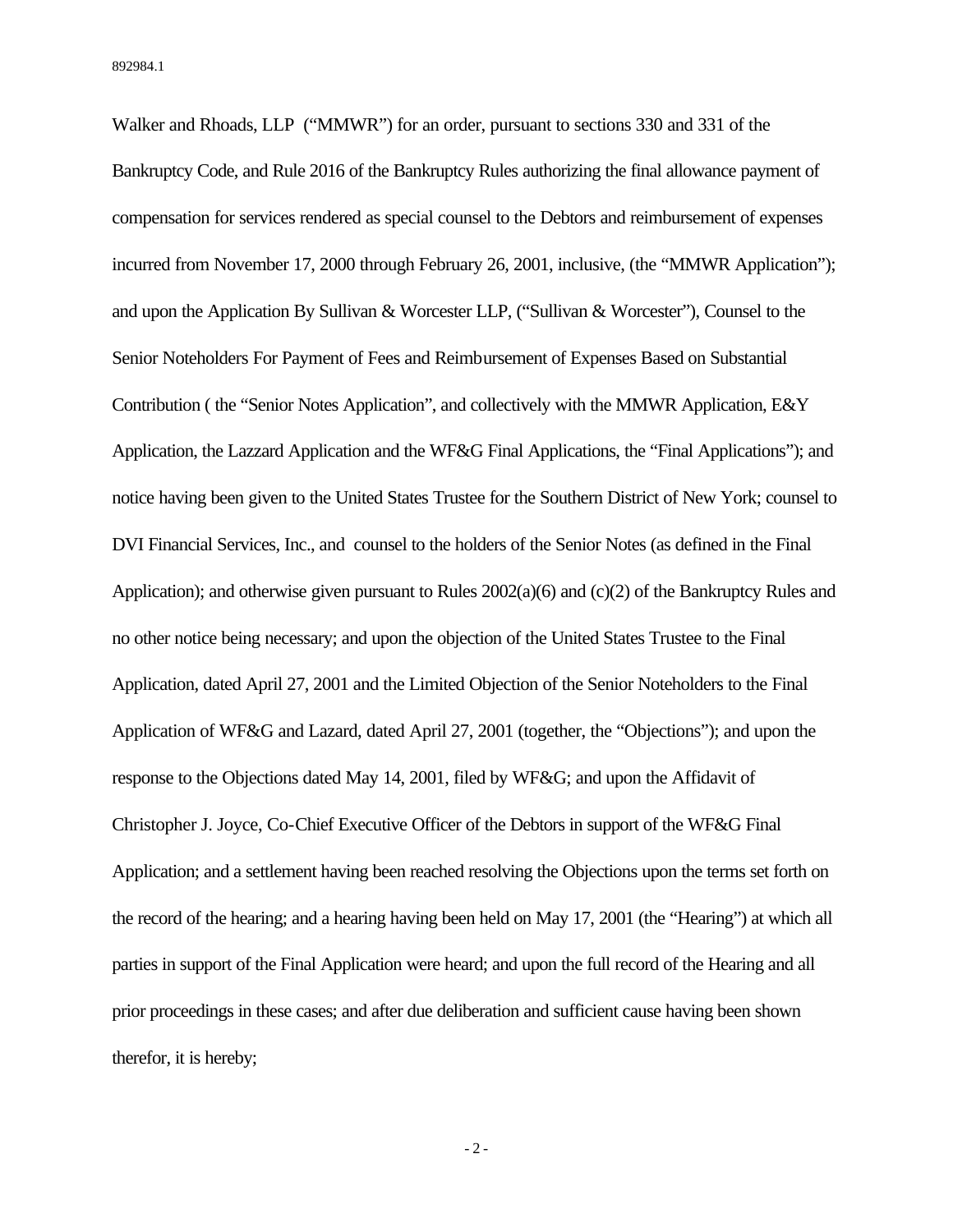Walker and Rhoads, LLP ("MMWR") for an order, pursuant to sections 330 and 331 of the Bankruptcy Code, and Rule 2016 of the Bankruptcy Rules authorizing the final allowance payment of compensation for services rendered as special counsel to the Debtors and reimbursement of expenses incurred from November 17, 2000 through February 26, 2001, inclusive, (the "MMWR Application"); and upon the Application By Sullivan & Worcester LLP, ("Sullivan & Worcester"), Counsel to the Senior Noteholders For Payment of Fees and Reimbursement of Expenses Based on Substantial Contribution ( the "Senior Notes Application", and collectively with the MMWR Application, E&Y Application, the Lazzard Application and the WF&G Final Applications, the "Final Applications"); and notice having been given to the United States Trustee for the Southern District of New York; counsel to DVI Financial Services, Inc., and counsel to the holders of the Senior Notes (as defined in the Final Application); and otherwise given pursuant to Rules 2002(a)(6) and (c)(2) of the Bankruptcy Rules and no other notice being necessary; and upon the objection of the United States Trustee to the Final Application, dated April 27, 2001 and the Limited Objection of the Senior Noteholders to the Final Application of WF&G and Lazard, dated April 27, 2001 (together, the "Objections"); and upon the response to the Objections dated May 14, 2001, filed by WF&G; and upon the Affidavit of Christopher J. Joyce, Co-Chief Executive Officer of the Debtors in support of the WF&G Final Application; and a settlement having been reached resolving the Objections upon the terms set forth on the record of the hearing; and a hearing having been held on May 17, 2001 (the "Hearing") at which all parties in support of the Final Application were heard; and upon the full record of the Hearing and all prior proceedings in these cases; and after due deliberation and sufficient cause having been shown therefor, it is hereby;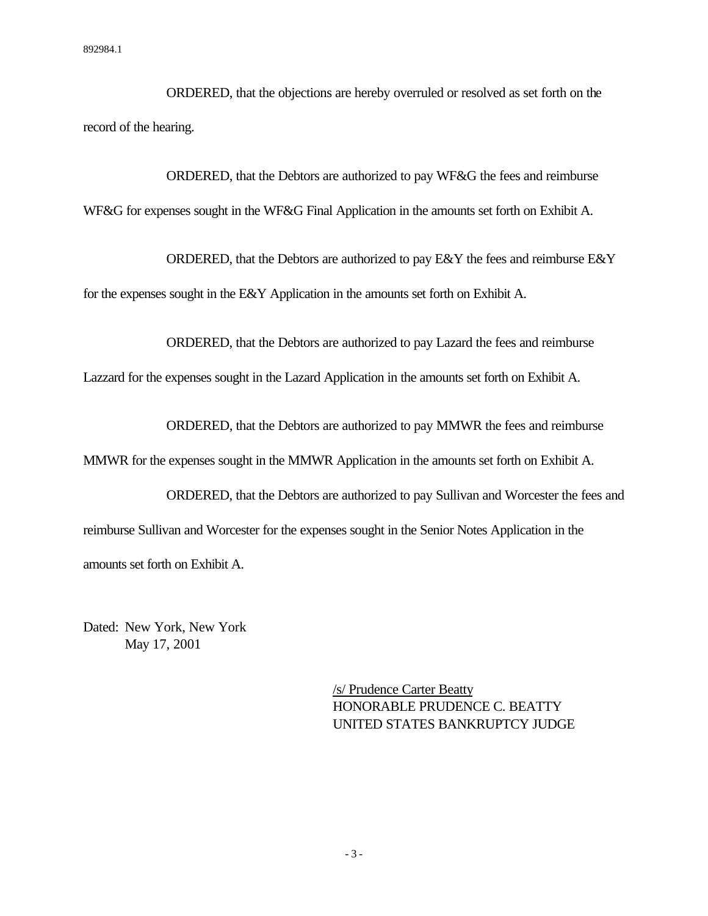ORDERED, that the objections are hereby overruled or resolved as set forth on the record of the hearing.

ORDERED, that the Debtors are authorized to pay WF&G the fees and reimburse WF&G for expenses sought in the WF&G Final Application in the amounts set forth on Exhibit A.

ORDERED, that the Debtors are authorized to pay E&Y the fees and reimburse E&Y for the expenses sought in the E&Y Application in the amounts set forth on Exhibit A.

ORDERED, that the Debtors are authorized to pay Lazard the fees and reimburse Lazzard for the expenses sought in the Lazard Application in the amounts set forth on Exhibit A.

ORDERED, that the Debtors are authorized to pay MMWR the fees and reimburse MMWR for the expenses sought in the MMWR Application in the amounts set forth on Exhibit A.

ORDERED, that the Debtors are authorized to pay Sullivan and Worcester the fees and reimburse Sullivan and Worcester for the expenses sought in the Senior Notes Application in the amounts set forth on Exhibit A.

Dated: New York, New York
May 17, 2001

/s/ Prudence Carter Beatty
HONORABLE PRUDENCE C. BEATTY
UNITED STATES BANKRUPTCY JUDGE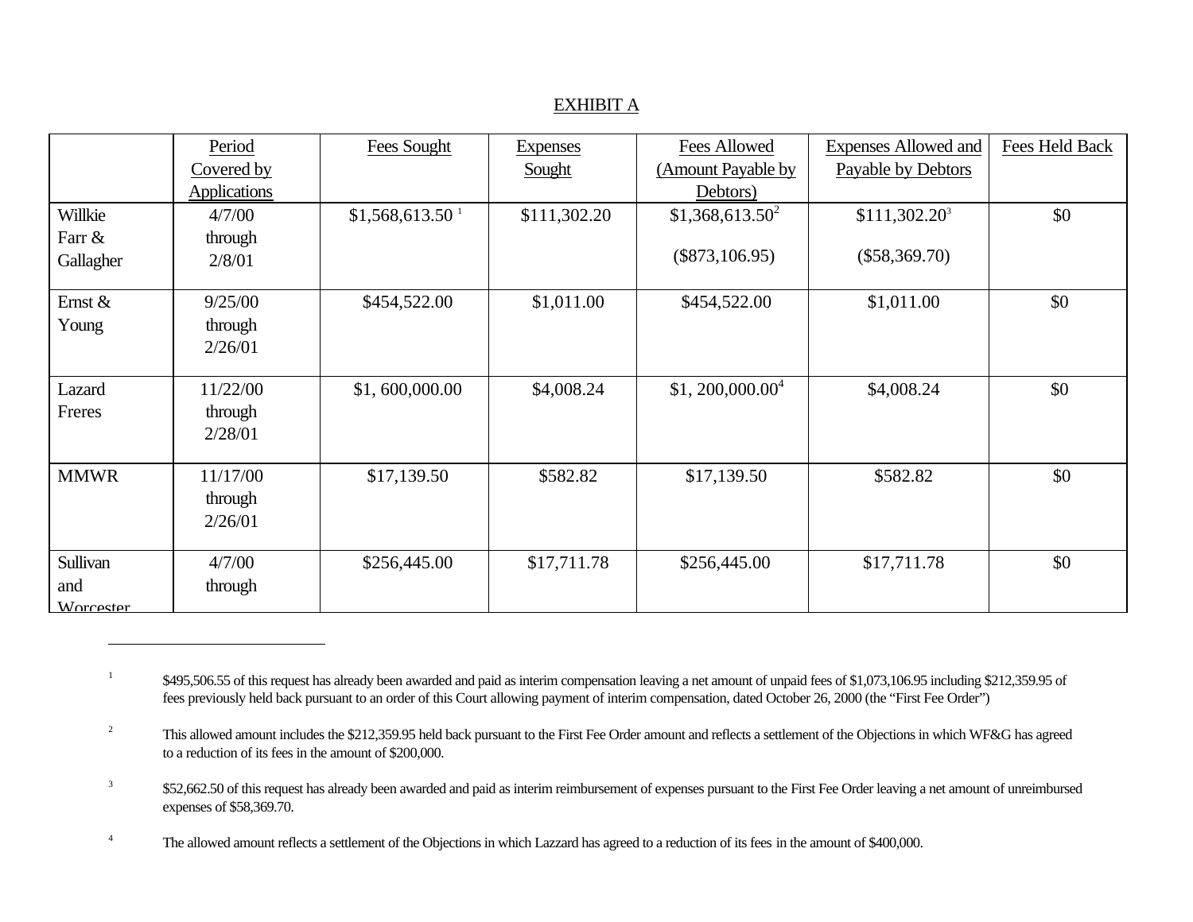EXHIBIT A

| | Period Covered by Applications | Fees Sought | Expenses Sought | Fees Allowed (Amount Payable by Debtors) | Expenses Allowed and Payable by Debtors | Fees Held Back |
|---|---|---|---|---|---|---|
| Willkie Farr & Gallagher | 4/7/00 through 2/8/01 | $1,568,613.50 [1] | $111,302.20 | $1,368,613.50[2] ($873,106.95) | $111,302.20[3] ($58,369.70) | $0 |
| Ernst & Young | 9/25/00 through 2/26/01 | $454,522.00 | $1,011.00 | $454,522.00 | $1,011.00 | $0 |
| Lazard Freres | 11/22/00 through 2/28/01 | $1, 600,000.00 | $4,008.24 | $1, 200,000.00[4] | $4,008.24 | $0 |
| MMWR | 11/17/00 through 2/26/01 | $17,139.50 | $582.82 | $17,139.50 | $582.82 | $0 |
| Sullivan and Worcester | 4/7/00 through | $256,445.00 | $17,711.78 | $256,445.00 | $17,711.78 | $0 |

---

[1] $495,506.55 of this request has already been awarded and paid as interim compensation leaving a net amount of unpaid fees of $1,073,106.95 including $212,359.95 of fees previously held back pursuant to an order of this Court allowing payment of interim compensation, dated October 26, 2000 (the "First Fee Order")

[2] This allowed amount includes the $212,359.95 held back pursuant to the First Fee Order amount and reflects a settlement of the Objections in which WF&G has agreed to a reduction of its fees in the amount of $200,000.

[3] $52,662.50 of this request has already been awarded and paid as interim reimbursement of expenses pursuant to the First Fee Order leaving a net amount of unreimbursed expenses of $58,369.70.

[4] The allowed amount reflects a settlement of the Objections in which Lazzard has agreed to a reduction of its fees in the amount of $400,000.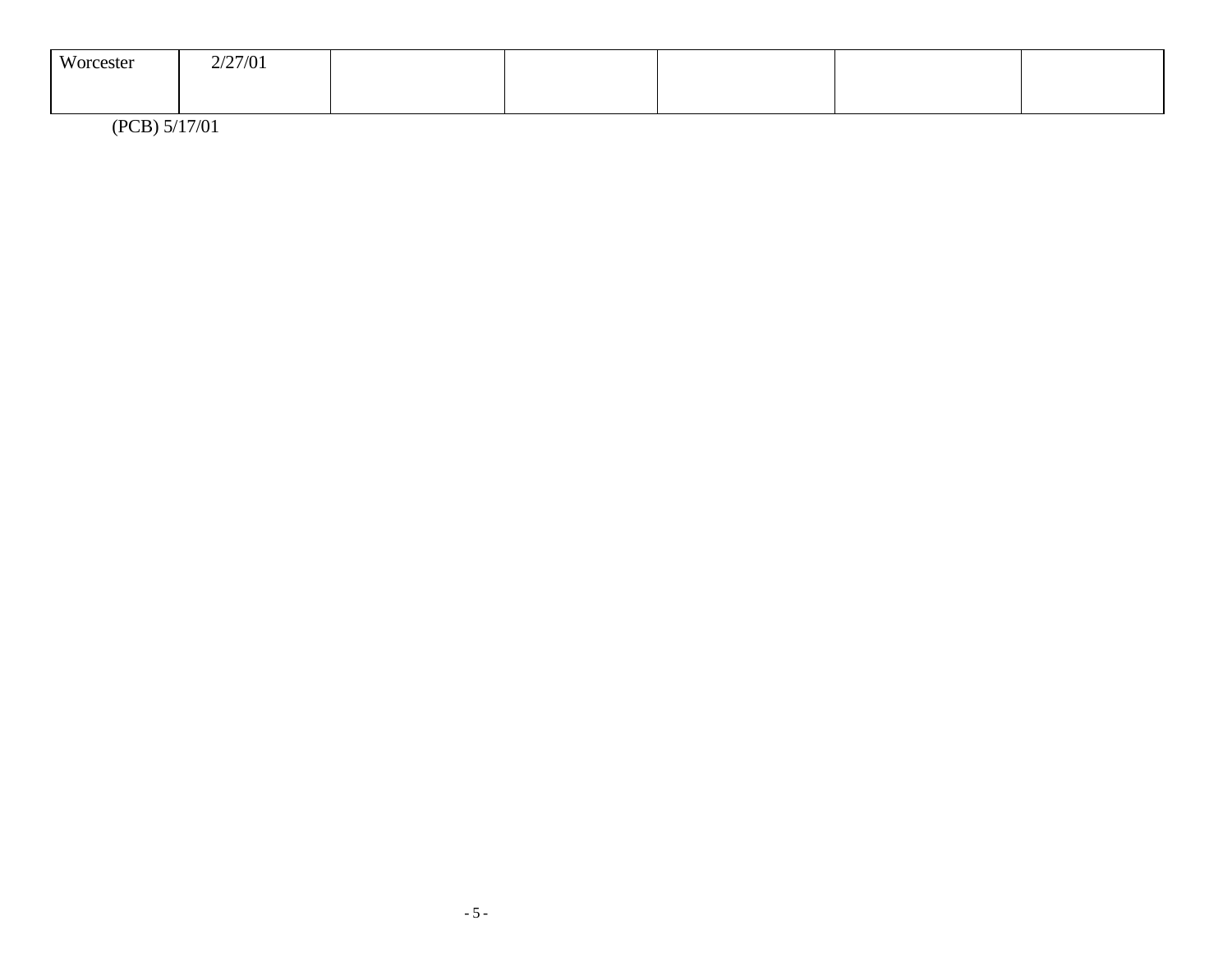| | | | | | | |
|---|---|---|---|---|---|---|
| Worcester | 2/27/01 | | | | | |

(PCB) 5/17/01